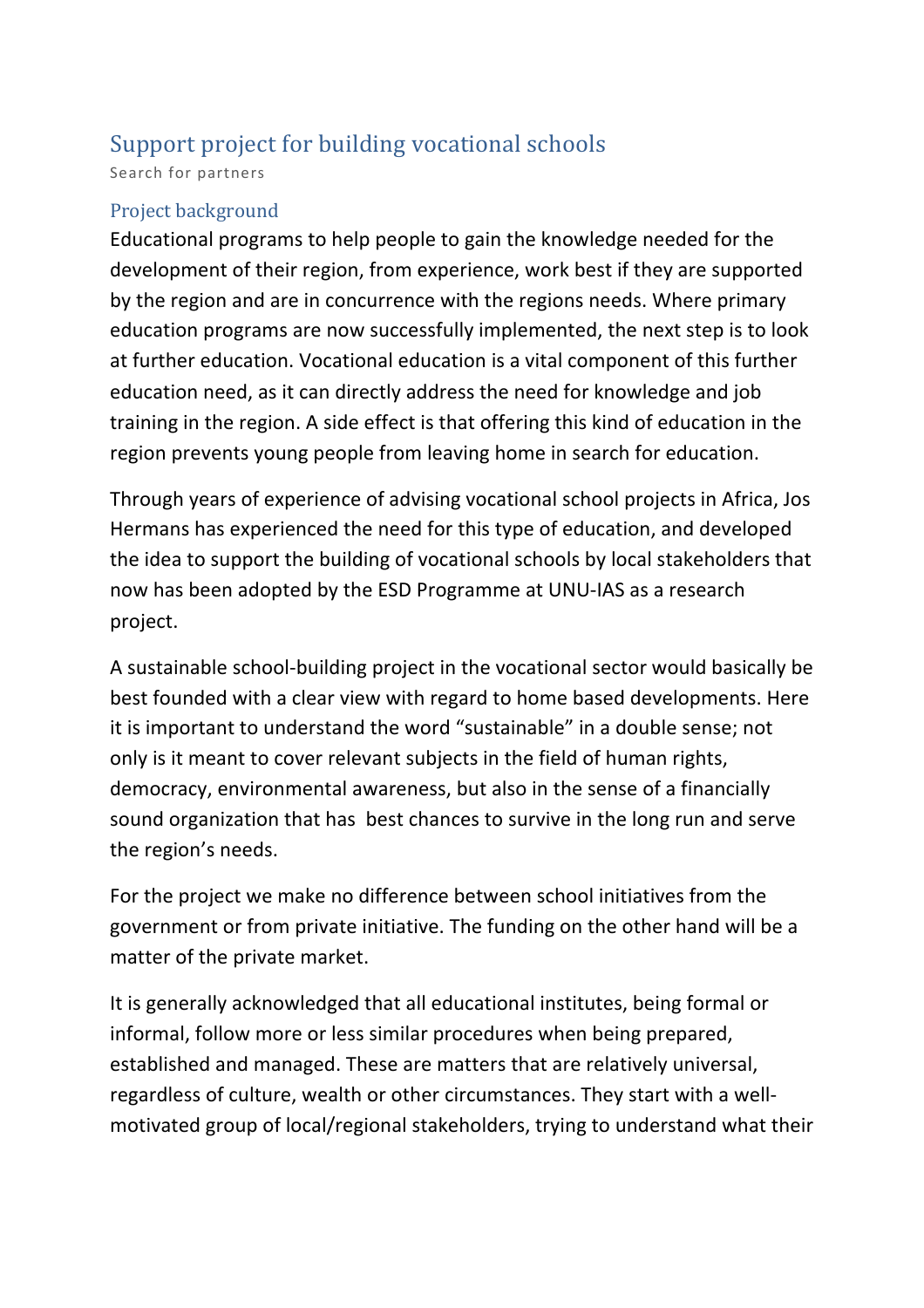# Support project for building vocational schools

Search for partners

## Project background

Educational programs to help people to gain the knowledge needed for the development of their region, from experience, work best if they are supported by the region and are in concurrence with the regions needs. Where primary education programs are now successfully implemented, the next step is to look at further education. Vocational education is a vital component of this further education need, as it can directly address the need for knowledge and job training in the region. A side effect is that offering this kind of education in the region prevents young people from leaving home in search for education.

Through years of experience of advising vocational school projects in Africa, Jos Hermans has experienced the need for this type of education, and developed the idea to support the building of vocational schools by local stakeholders that now has been adopted by the ESD Programme at UNU-IAS as a research project.

A sustainable school-building project in the vocational sector would basically be best founded with a clear view with regard to home based developments. Here it is important to understand the word “sustainable” in a double sense; not only is it meant to cover relevant subjects in the field of human rights, democracy, environmental awareness, but also in the sense of a financially sound organization that has best chances to survive in the long run and serve the region’s needs.

For the project we make no difference between school initiatives from the government or from private initiative. The funding on the other hand will be a matter of the private market.

It is generally acknowledged that all educational institutes, being formal or informal, follow more or less similar procedures when being prepared, established and managed. These are matters that are relatively universal, regardless of culture, wealth or other circumstances. They start with a well-motivated group of local/regional stakeholders, trying to understand what their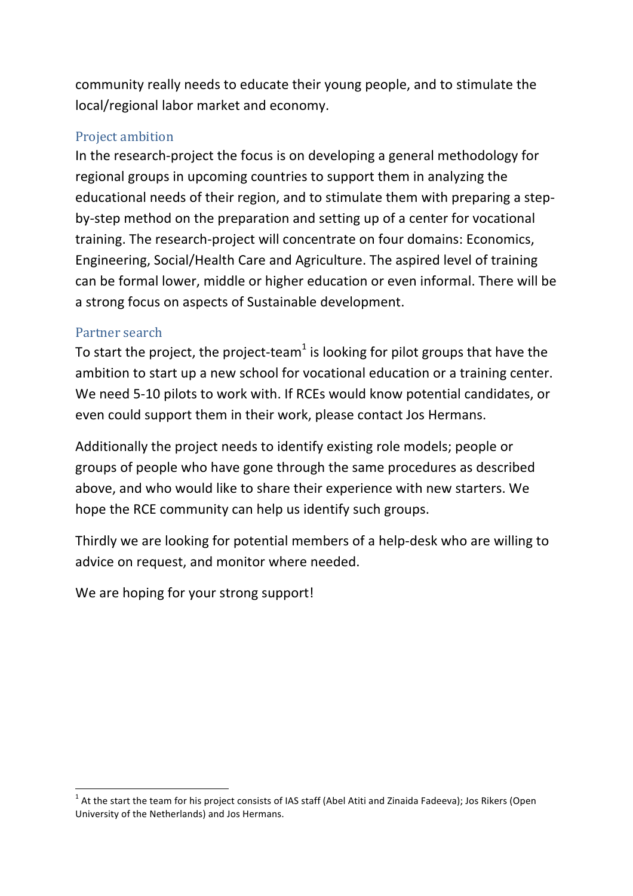community really needs to educate their young people, and to stimulate the local/regional labor market and economy.

## Project ambition

In the research-project the focus is on developing a general methodology for regional groups in upcoming countries to support them in analyzing the educational needs of their region, and to stimulate them with preparing a step-by-step method on the preparation and setting up of a center for vocational training. The research-project will concentrate on four domains: Economics, Engineering, Social/Health Care and Agriculture. The aspired level of training can be formal lower, middle or higher education or even informal. There will be a strong focus on aspects of Sustainable development.

## Partner search

To start the project, the project-team[1] is looking for pilot groups that have the ambition to start up a new school for vocational education or a training center. We need 5-10 pilots to work with. If RCEs would know potential candidates, or even could support them in their work, please contact Jos Hermans.

Additionally the project needs to identify existing role models; people or groups of people who have gone through the same procedures as described above, and who would like to share their experience with new starters. We hope the RCE community can help us identify such groups.

Thirdly we are looking for potential members of a help-desk who are willing to advice on request, and monitor where needed.

We are hoping for your strong support!

[1] At the start the team for his project consists of IAS staff (Abel Atiti and Zinaida Fadeeva); Jos Rikers (Open University of the Netherlands) and Jos Hermans.